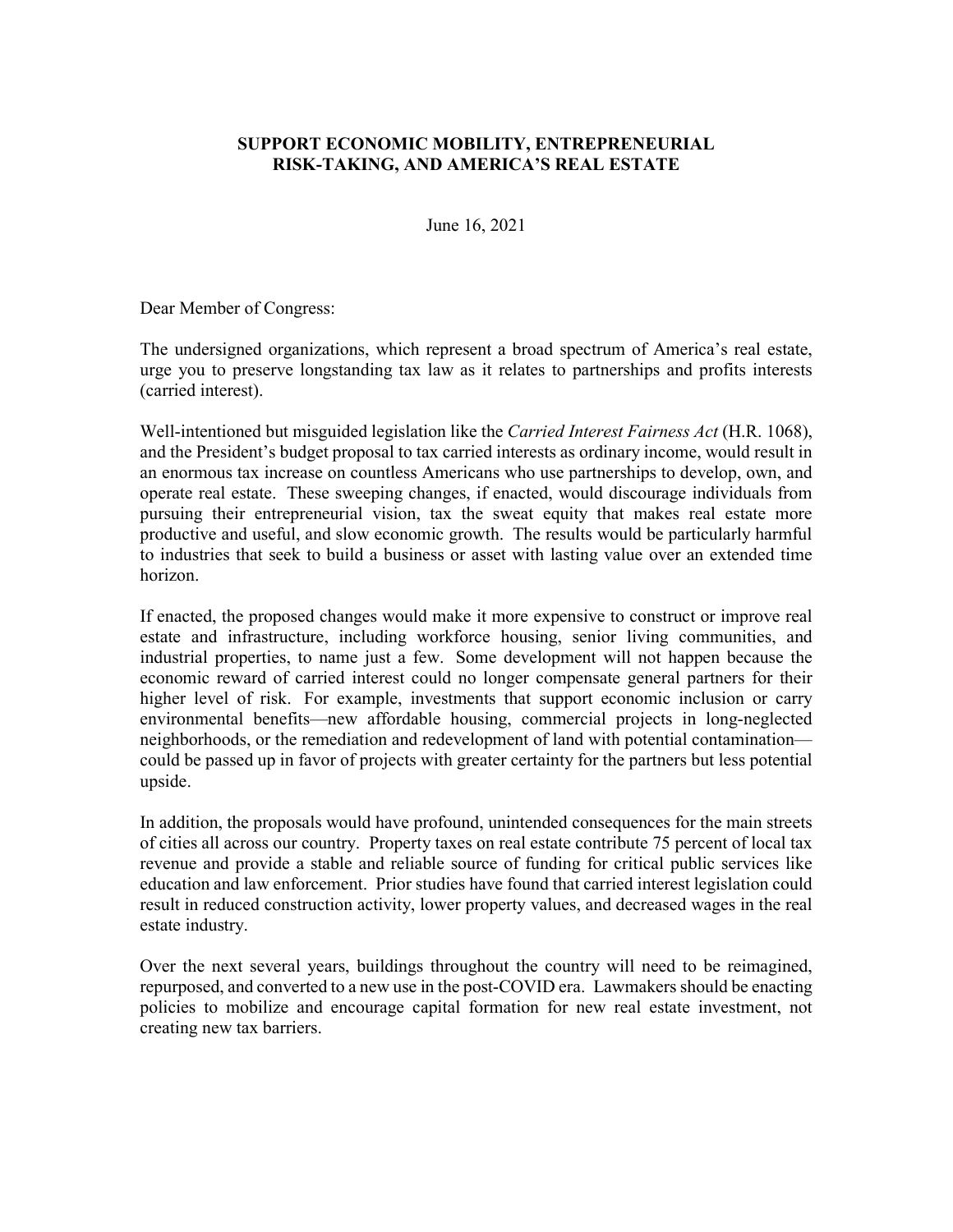# SUPPORT ECONOMIC MOBILITY, ENTREPRENEURIAL RISK-TAKING, AND AMERICA'S REAL ESTATE

June 16, 2021

Dear Member of Congress:

The undersigned organizations, which represent a broad spectrum of America's real estate, urge you to preserve longstanding tax law as it relates to partnerships and profits interests (carried interest).

Well-intentioned but misguided legislation like the *Carried Interest Fairness Act* (H.R. 1068), and the President's budget proposal to tax carried interests as ordinary income, would result in an enormous tax increase on countless Americans who use partnerships to develop, own, and operate real estate. These sweeping changes, if enacted, would discourage individuals from pursuing their entrepreneurial vision, tax the sweat equity that makes real estate more productive and useful, and slow economic growth. The results would be particularly harmful to industries that seek to build a business or asset with lasting value over an extended time horizon.

If enacted, the proposed changes would make it more expensive to construct or improve real estate and infrastructure, including workforce housing, senior living communities, and industrial properties, to name just a few. Some development will not happen because the economic reward of carried interest could no longer compensate general partners for their higher level of risk. For example, investments that support economic inclusion or carry environmental benefits—new affordable housing, commercial projects in long-neglected neighborhoods, or the remediation and redevelopment of land with potential contamination—could be passed up in favor of projects with greater certainty for the partners but less potential upside.

In addition, the proposals would have profound, unintended consequences for the main streets of cities all across our country. Property taxes on real estate contribute 75 percent of local tax revenue and provide a stable and reliable source of funding for critical public services like education and law enforcement. Prior studies have found that carried interest legislation could result in reduced construction activity, lower property values, and decreased wages in the real estate industry.

Over the next several years, buildings throughout the country will need to be reimagined, repurposed, and converted to a new use in the post-COVID era. Lawmakers should be enacting policies to mobilize and encourage capital formation for new real estate investment, not creating new tax barriers.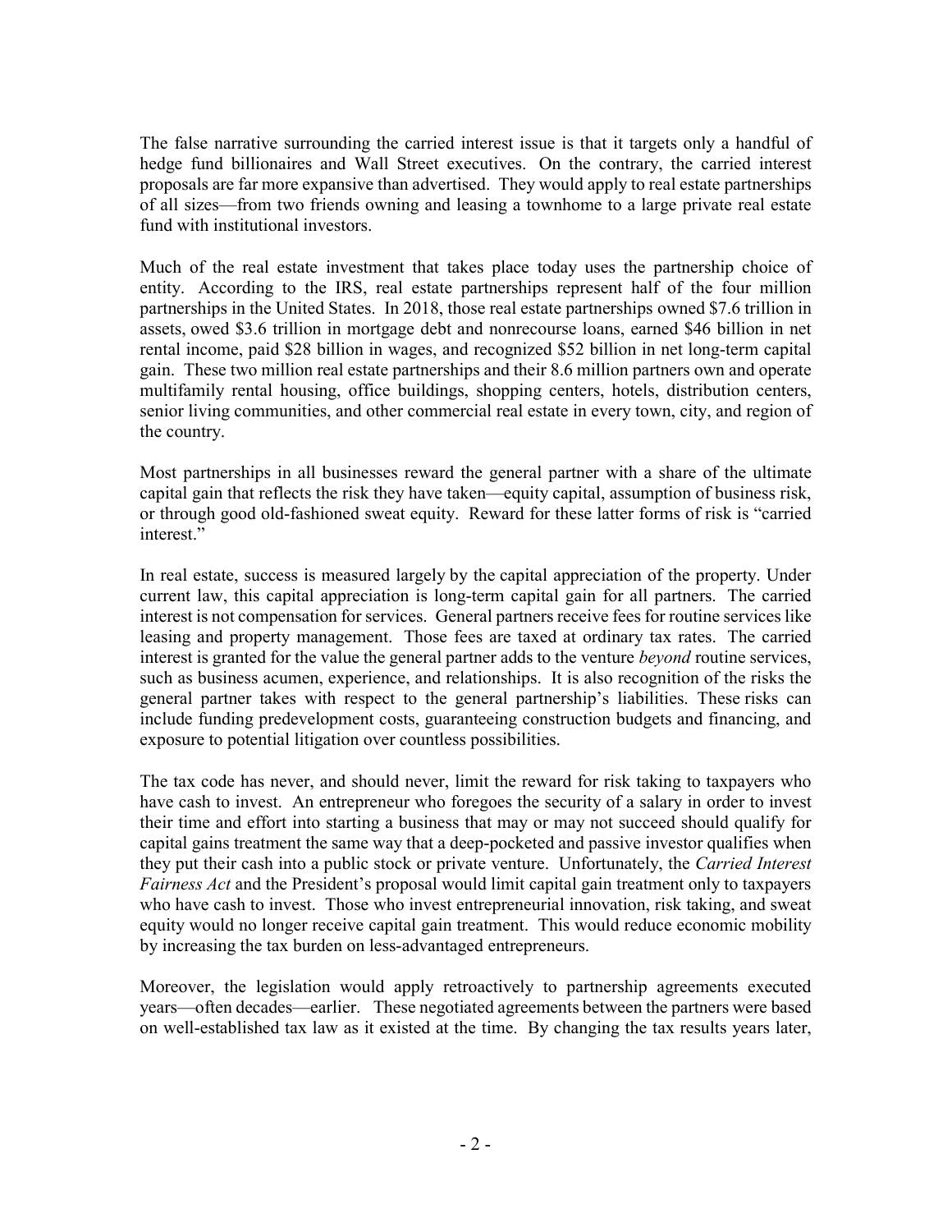The false narrative surrounding the carried interest issue is that it targets only a handful of hedge fund billionaires and Wall Street executives. On the contrary, the carried interest proposals are far more expansive than advertised. They would apply to real estate partnerships of all sizes—from two friends owning and leasing a townhome to a large private real estate fund with institutional investors.

Much of the real estate investment that takes place today uses the partnership choice of entity. According to the IRS, real estate partnerships represent half of the four million partnerships in the United States. In 2018, those real estate partnerships owned $7.6 trillion in assets, owed $3.6 trillion in mortgage debt and nonrecourse loans, earned $46 billion in net rental income, paid $28 billion in wages, and recognized $52 billion in net long-term capital gain. These two million real estate partnerships and their 8.6 million partners own and operate multifamily rental housing, office buildings, shopping centers, hotels, distribution centers, senior living communities, and other commercial real estate in every town, city, and region of the country.

Most partnerships in all businesses reward the general partner with a share of the ultimate capital gain that reflects the risk they have taken—equity capital, assumption of business risk, or through good old-fashioned sweat equity. Reward for these latter forms of risk is "carried interest."

In real estate, success is measured largely by the capital appreciation of the property. Under current law, this capital appreciation is long-term capital gain for all partners. The carried interest is not compensation for services. General partners receive fees for routine services like leasing and property management. Those fees are taxed at ordinary tax rates. The carried interest is granted for the value the general partner adds to the venture *beyond* routine services, such as business acumen, experience, and relationships. It is also recognition of the risks the general partner takes with respect to the general partnership's liabilities. These risks can include funding predevelopment costs, guaranteeing construction budgets and financing, and exposure to potential litigation over countless possibilities.

The tax code has never, and should never, limit the reward for risk taking to taxpayers who have cash to invest. An entrepreneur who foregoes the security of a salary in order to invest their time and effort into starting a business that may or may not succeed should qualify for capital gains treatment the same way that a deep-pocketed and passive investor qualifies when they put their cash into a public stock or private venture. Unfortunately, the *Carried Interest Fairness Act* and the President's proposal would limit capital gain treatment only to taxpayers who have cash to invest. Those who invest entrepreneurial innovation, risk taking, and sweat equity would no longer receive capital gain treatment. This would reduce economic mobility by increasing the tax burden on less-advantaged entrepreneurs.

Moreover, the legislation would apply retroactively to partnership agreements executed years—often decades—earlier. These negotiated agreements between the partners were based on well-established tax law as it existed at the time. By changing the tax results years later,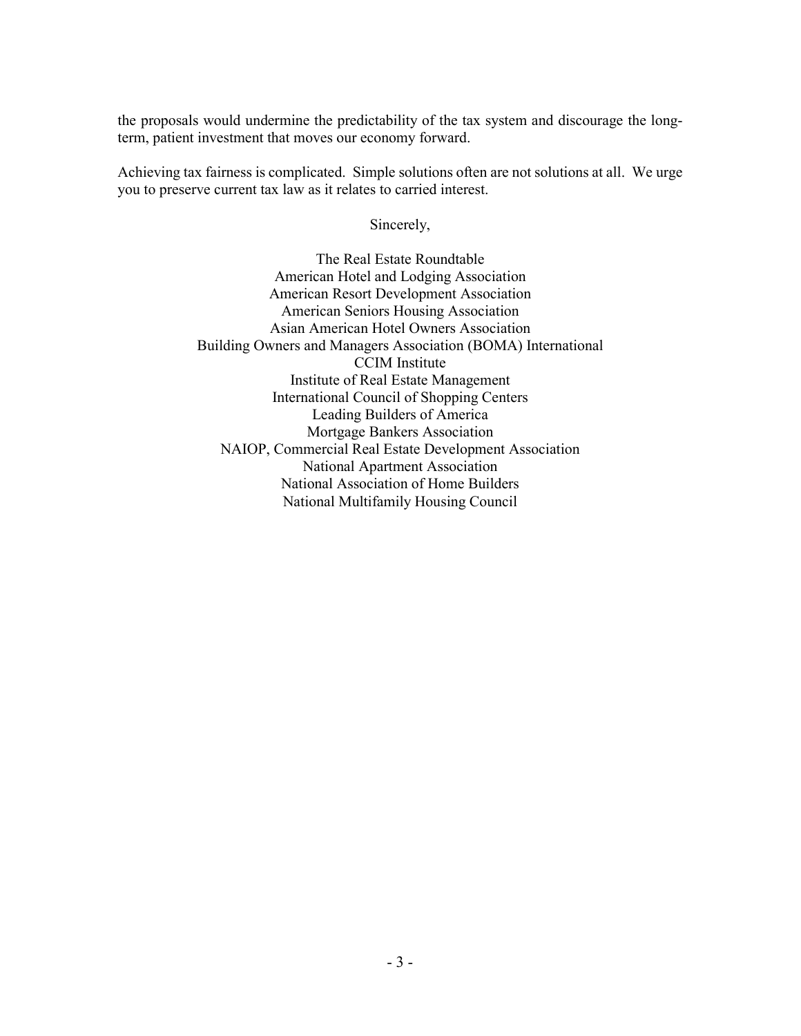the proposals would undermine the predictability of the tax system and discourage the long-term, patient investment that moves our economy forward.

Achieving tax fairness is complicated. Simple solutions often are not solutions at all. We urge you to preserve current tax law as it relates to carried interest.

Sincerely,

The Real Estate Roundtable
American Hotel and Lodging Association
American Resort Development Association
American Seniors Housing Association
Asian American Hotel Owners Association
Building Owners and Managers Association (BOMA) International
CCIM Institute
Institute of Real Estate Management
International Council of Shopping Centers
Leading Builders of America
Mortgage Bankers Association
NAIOP, Commercial Real Estate Development Association
National Apartment Association
National Association of Home Builders
National Multifamily Housing Council